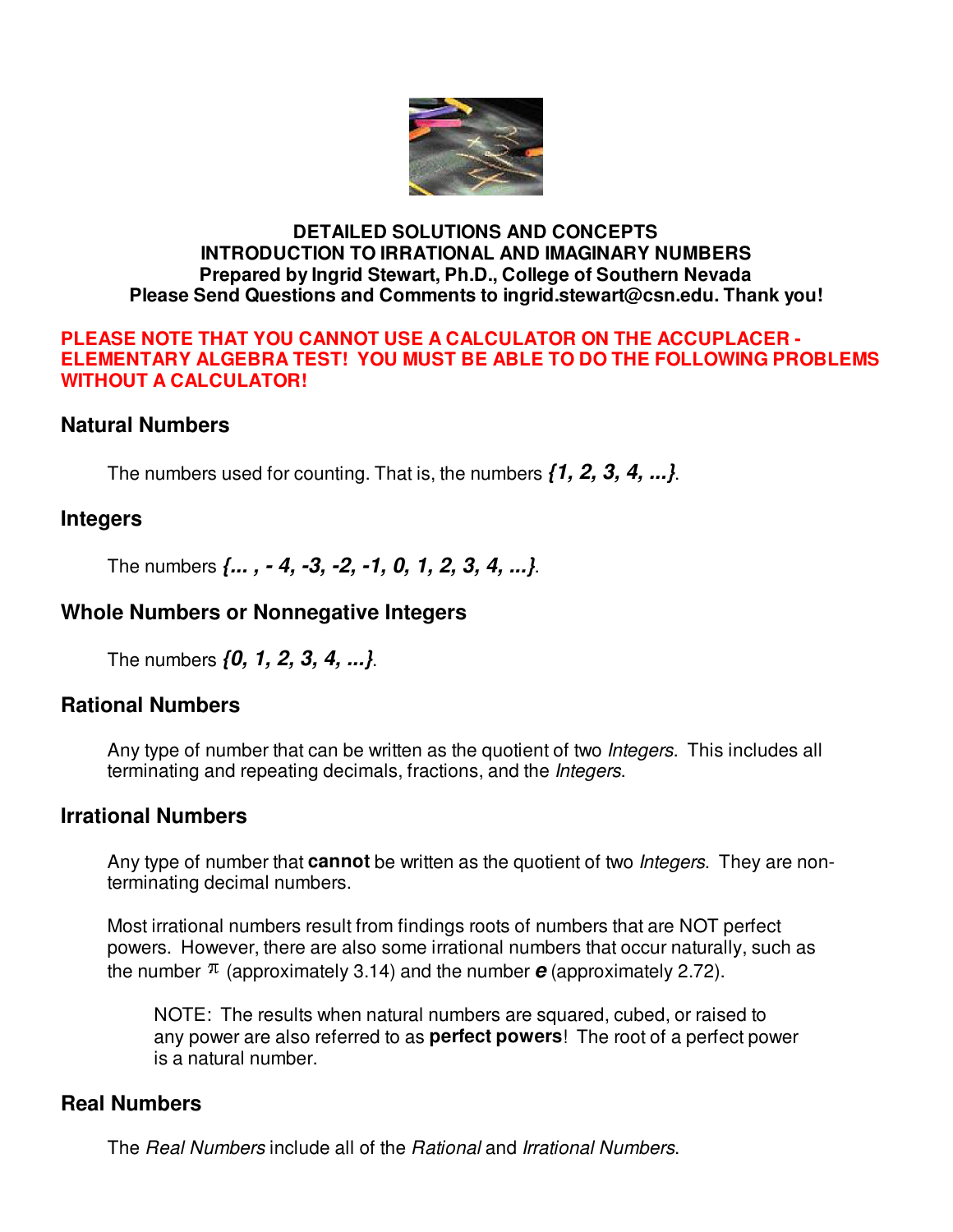**DETAILED SOLUTIONS AND CONCEPTS**
**INTRODUCTION TO IRRATIONAL AND IMAGINARY NUMBERS**
**Prepared by Ingrid Stewart, Ph.D., College of Southern Nevada**
**Please Send Questions and Comments to ingrid.stewart@csn.edu. Thank you!**

**PLEASE NOTE THAT YOU CANNOT USE A CALCULATOR ON THE ACCUPLACER - ELEMENTARY ALGEBRA TEST! YOU MUST BE ABLE TO DO THE FOLLOWING PROBLEMS WITHOUT A CALCULATOR!**

## Natural Numbers

The numbers used for counting. That is, the numbers ***{1, 2, 3, 4, ...}***.

## Integers

The numbers ***{... , - 4, -3, -2, -1, 0, 1, 2, 3, 4, ...}***.

## Whole Numbers or Nonnegative Integers

The numbers ***{0, 1, 2, 3, 4, ...}***.

## Rational Numbers

Any type of number that can be written as the quotient of two *Integers*. This includes all terminating and repeating decimals, fractions, and the *Integers*.

## Irrational Numbers

Any type of number that **cannot** be written as the quotient of two *Integers*. They are non-terminating decimal numbers.

Most irrational numbers result from findings roots of numbers that are NOT perfect powers. However, there are also some irrational numbers that occur naturally, such as the number $\pi$ (approximately 3.14) and the number ***e*** (approximately 2.72).

> NOTE: The results when natural numbers are squared, cubed, or raised to any power are also referred to as **perfect powers**! The root of a perfect power is a natural number.

## Real Numbers

The *Real Numbers* include all of the *Rational* and *Irrational Numbers*.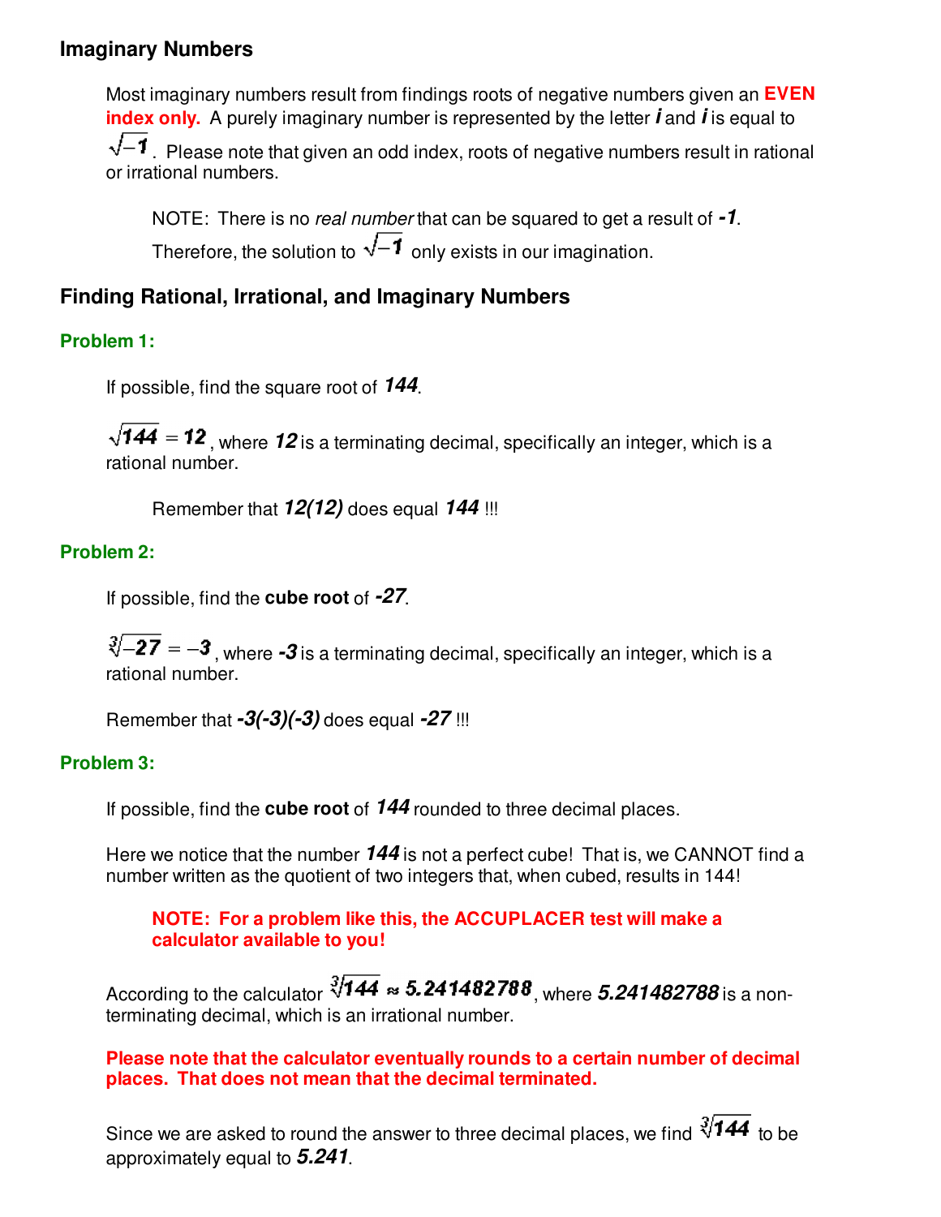## Imaginary Numbers

Most imaginary numbers result from findings roots of negative numbers given an **EVEN index only.** A purely imaginary number is represented by the letter $i$ and $i$ is equal to $\sqrt{-1}$. Please note that given an odd index, roots of negative numbers result in rational or irrational numbers.

> NOTE: There is no *real number* that can be squared to get a result of $-1$. Therefore, the solution to $\sqrt{-1}$ only exists in our imagination.

## Finding Rational, Irrational, and Imaginary Numbers

### Problem 1:

If possible, find the square root of $144$.

$\sqrt{144} = 12$, where $12$ is a terminating decimal, specifically an integer, which is a rational number.

> Remember that $12(12)$ does equal $144$ !!!

### Problem 2:

If possible, find the **cube root** of $-27$.

$\sqrt[3]{-27} = -3$, where $-3$ is a terminating decimal, specifically an integer, which is a rational number.

Remember that $-3(-3)(-3)$ does equal $-27$ !!!

### Problem 3:

If possible, find the **cube root** of $144$ rounded to three decimal places.

Here we notice that the number $144$ is not a perfect cube! That is, we CANNOT find a number written as the quotient of two integers that, when cubed, results in 144!

> **NOTE: For a problem like this, the ACCUPLACER test will make a calculator available to you!**

According to the calculator $\sqrt[3]{144} \approx 5.241482788$, where $5.241482788$ is a non-terminating decimal, which is an irrational number.

**Please note that the calculator eventually rounds to a certain number of decimal places. That does not mean that the decimal terminated.**

Since we are asked to round the answer to three decimal places, we find $\sqrt[3]{144}$ to be approximately equal to $5.241$.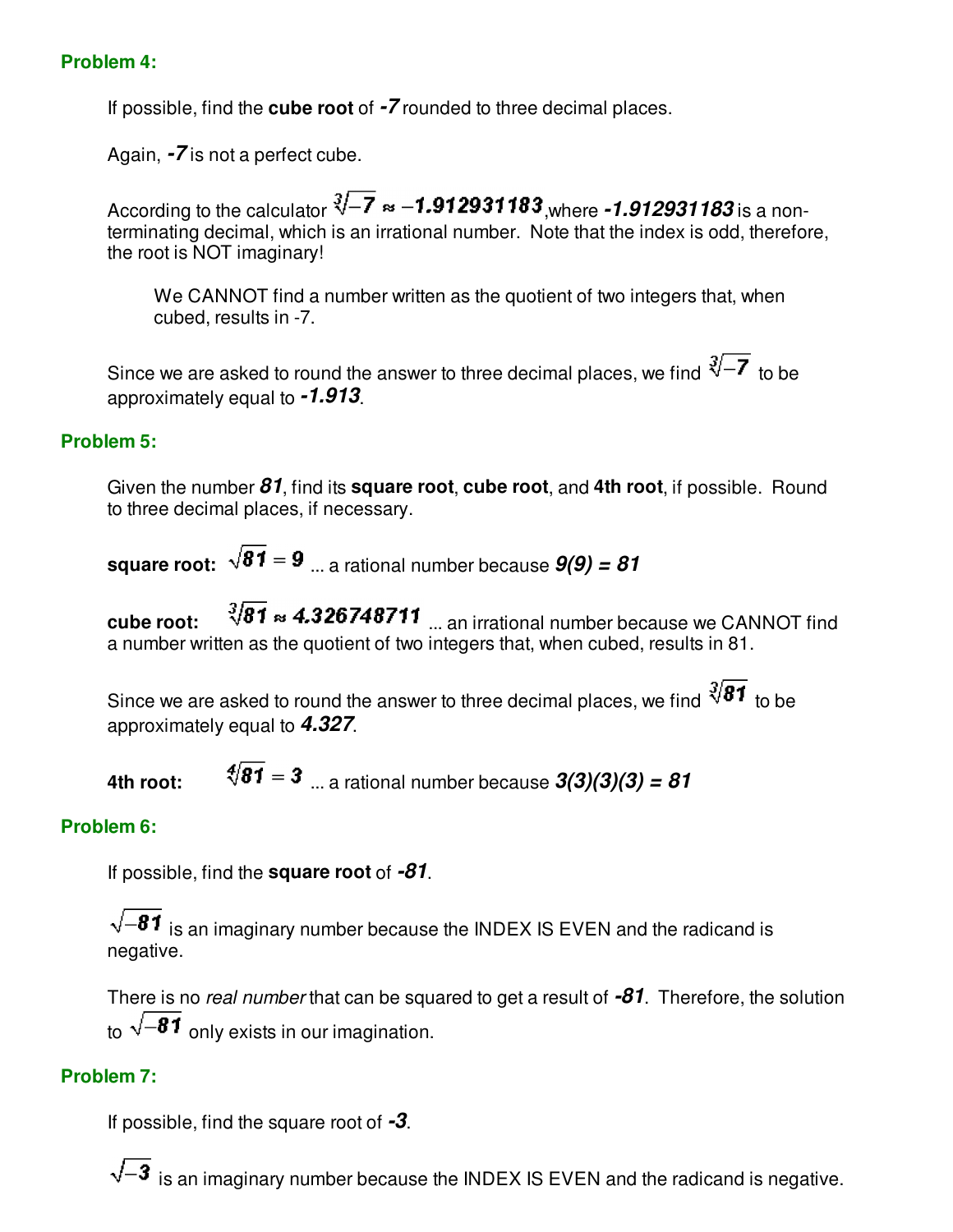### Problem 4:

If possible, find the **cube root** of ***-7*** rounded to three decimal places.

Again, ***-7*** is not a perfect cube.

According to the calculator $\sqrt[3]{-7} \approx -1.912931183$, where ***-1.912931183*** is a non-terminating decimal, which is an irrational number. Note that the index is odd, therefore, the root is NOT imaginary!

> We CANNOT find a number written as the quotient of two integers that, when cubed, results in -7.

Since we are asked to round the answer to three decimal places, we find $\sqrt[3]{-7}$ to be approximately equal to ***-1.913***.

### Problem 5:

Given the number ***81***, find its **square root**, **cube root**, and **4th root**, if possible. Round to three decimal places, if necessary.

**square root:** $\sqrt{81} = 9$ ... a rational number because ***9(9) = 81***

**cube root:** $\sqrt[3]{81} \approx 4.326748711$ ... an irrational number because we CANNOT find a number written as the quotient of two integers that, when cubed, results in 81.

Since we are asked to round the answer to three decimal places, we find $\sqrt[3]{81}$ to be approximately equal to ***4.327***.

**4th root:** $\sqrt[4]{81} = 3$ ... a rational number because ***3(3)(3)(3) = 81***

### Problem 6:

If possible, find the **square root** of ***-81***.

$\sqrt{-81}$ is an imaginary number because the INDEX IS EVEN and the radicand is negative.

There is no *real number* that can be squared to get a result of ***-81***. Therefore, the solution to $\sqrt{-81}$ only exists in our imagination.

### Problem 7:

If possible, find the square root of ***-3***.

$\sqrt{-3}$ is an imaginary number because the INDEX IS EVEN and the radicand is negative.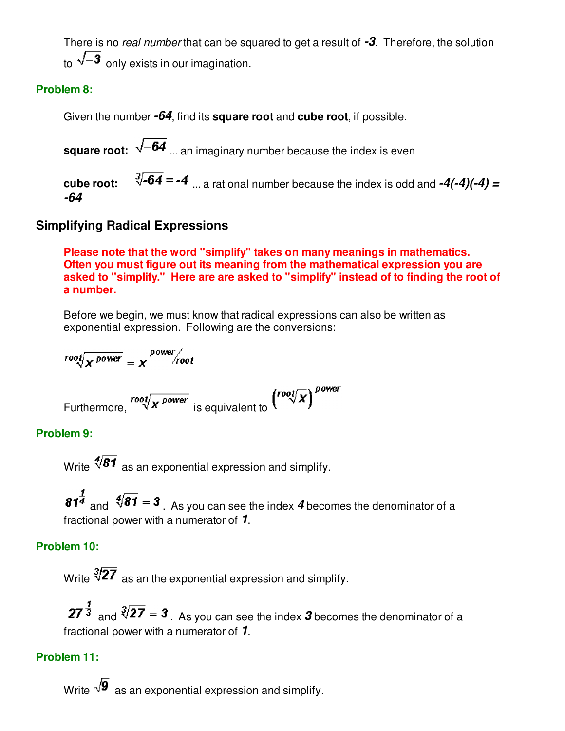There is no *real number* that can be squared to get a result of $-3$. Therefore, the solution to $\sqrt{-3}$ only exists in our imagination.

**Problem 8:**

Given the number $-64$, find its **square root** and **cube root**, if possible.

**square root:** $\sqrt{-64}$ ... an imaginary number because the index is even

**cube root:** $\sqrt[3]{-64} = -4$ ... a rational number because the index is odd and $-4(-4)(-4) = -64$

## Simplifying Radical Expressions

**Please note that the word "simplify" takes on many meanings in mathematics. Often you must figure out its meaning from the mathematical expression you are asked to "simplify." Here are are asked to "simplify" instead of to finding the root of a number.**

Before we begin, we must know that radical expressions can also be written as exponential expression. Following are the conversions:

$$\sqrt[root]{x^{power}} = x^{power/root}$$

Furthermore, $\sqrt[root]{x^{power}}$ is equivalent to $\left(\sqrt[root]{x}\right)^{power}$

**Problem 9:**

Write $\sqrt[4]{81}$ as an exponential expression and simplify.

$81^{\frac{1}{4}}$ and $\sqrt[4]{81} = 3$. As you can see the index $4$ becomes the denominator of a fractional power with a numerator of $1$.

**Problem 10:**

Write $\sqrt[3]{27}$ as an the exponential expression and simplify.

$27^{\frac{1}{3}}$ and $\sqrt[3]{27} = 3$. As you can see the index $3$ becomes the denominator of a fractional power with a numerator of $1$.

**Problem 11:**

Write $\sqrt{9}$ as an exponential expression and simplify.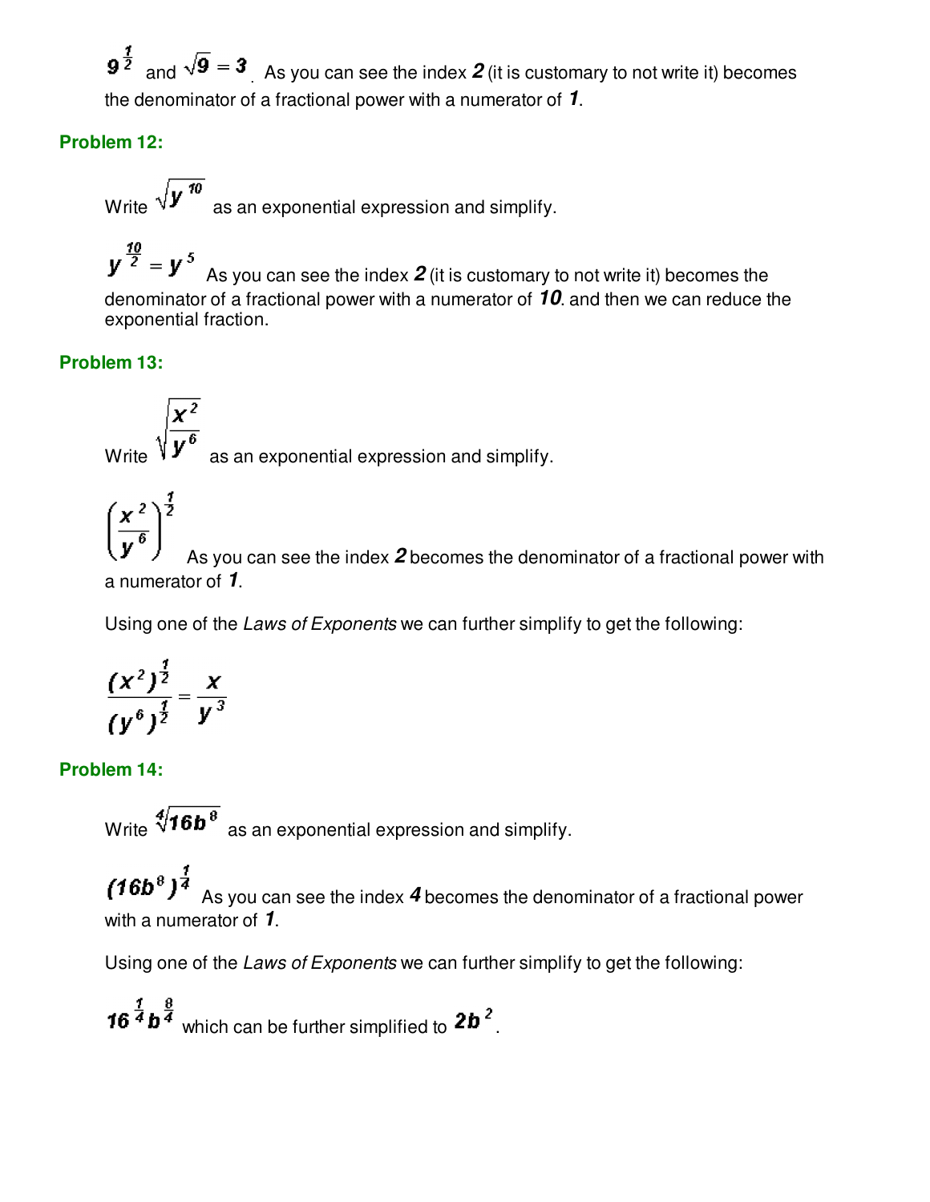$9^{\frac{1}{2}}$ and $\sqrt{9} = 3$. As you can see the index $2$ (it is customary to not write it) becomes the denominator of a fractional power with a numerator of $1$.

### Problem 12:

Write $\sqrt{y^{10}}$ as an exponential expression and simplify.

$y^{\frac{10}{2}} = y^5$ As you can see the index $2$ (it is customary to not write it) becomes the denominator of a fractional power with a numerator of $10$. and then we can reduce the exponential fraction.

### Problem 13:

Write $\sqrt{\frac{x^2}{y^6}}$ as an exponential expression and simplify.

$\left(\frac{x^2}{y^6}\right)^{\frac{1}{2}}$ As you can see the index $2$ becomes the denominator of a fractional power with a numerator of $1$.

Using one of the *Laws of Exponents* we can further simplify to get the following:

$$\frac{(x^2)^{\frac{1}{2}}}{(y^6)^{\frac{1}{2}}} = \frac{x}{y^3}$$

### Problem 14:

Write $\sqrt[4]{16b^8}$ as an exponential expression and simplify.

$(16b^8)^{\frac{1}{4}}$ As you can see the index $4$ becomes the denominator of a fractional power with a numerator of $1$.

Using one of the *Laws of Exponents* we can further simplify to get the following:

$16^{\frac{1}{4}} b^{\frac{8}{4}}$ which can be further simplified to $2b^2$.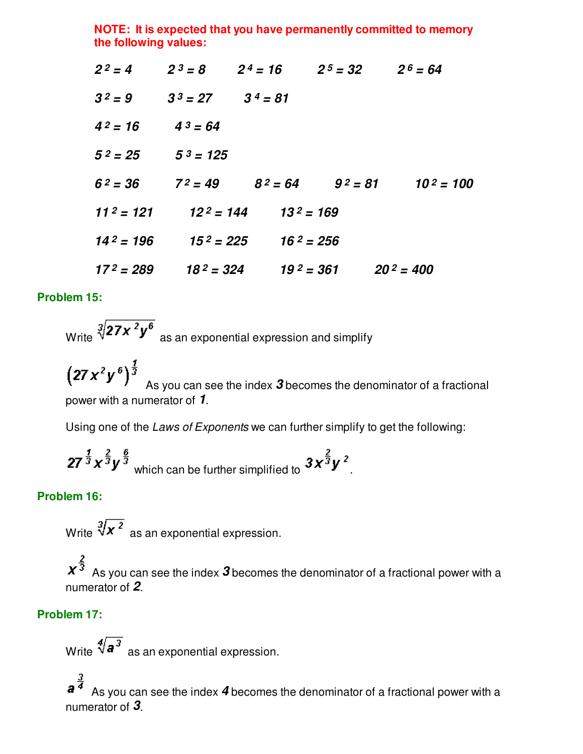**NOTE: It is expected that you have permanently committed to memory the following values:**

$2^2 = 4$ $2^3 = 8$ $2^4 = 16$ $2^5 = 32$ $2^6 = 64$

$3^2 = 9$ $3^3 = 27$ $3^4 = 81$

$4^2 = 16$ $4^3 = 64$

$5^2 = 25$ $5^3 = 125$

$6^2 = 36$ $7^2 = 49$ $8^2 = 64$ $9^2 = 81$ $10^2 = 100$

$11^2 = 121$ $12^2 = 144$ $13^2 = 169$

$14^2 = 196$ $15^2 = 225$ $16^2 = 256$

$17^2 = 289$ $18^2 = 324$ $19^2 = 361$ $20^2 = 400$

### Problem 15:

Write $\sqrt[3]{27x^2y^6}$ as an exponential expression and simplify

$\left(27x^2y^6\right)^{\frac{1}{3}}$ As you can see the index $3$ becomes the denominator of a fractional power with a numerator of $1$.

Using one of the *Laws of Exponents* we can further simplify to get the following:

$27^{\frac{1}{3}}x^{\frac{2}{3}}y^{\frac{6}{3}}$ which can be further simplified to $3x^{\frac{2}{3}}y^2$.

### Problem 16:

Write $\sqrt[3]{x^2}$ as an exponential expression.

$x^{\frac{2}{3}}$ As you can see the index $3$ becomes the denominator of a fractional power with a numerator of $2$.

### Problem 17:

Write $\sqrt[4]{a^3}$ as an exponential expression.

$a^{\frac{3}{4}}$ As you can see the index $4$ becomes the denominator of a fractional power with a numerator of $3$.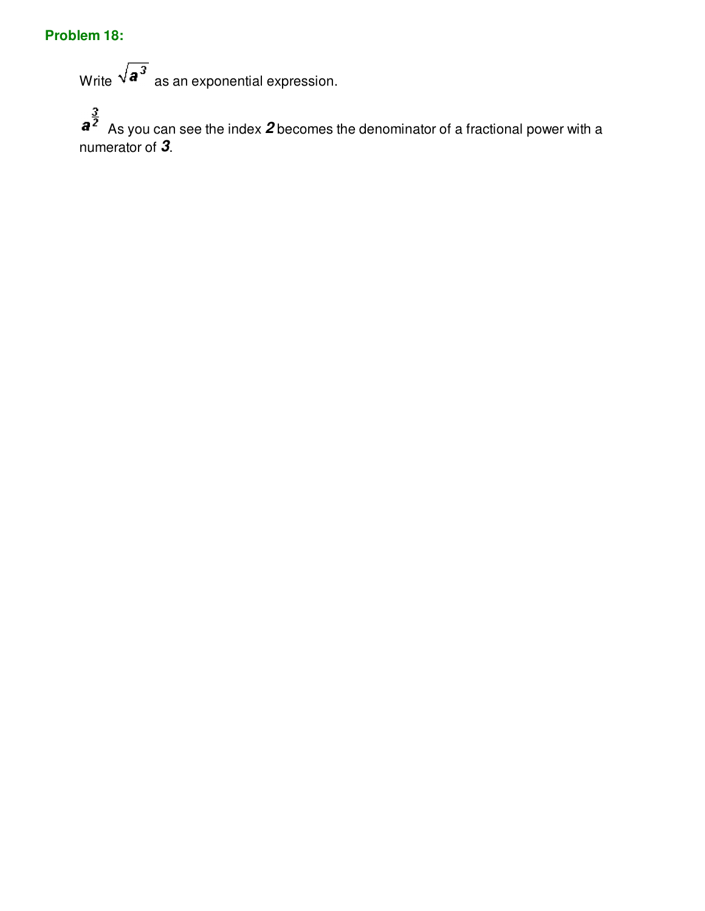**Problem 18:**

Write $\sqrt{a^3}$ as an exponential expression.

$a^{\frac{3}{2}}$ As you can see the index ***2*** becomes the denominator of a fractional power with a numerator of ***3***.